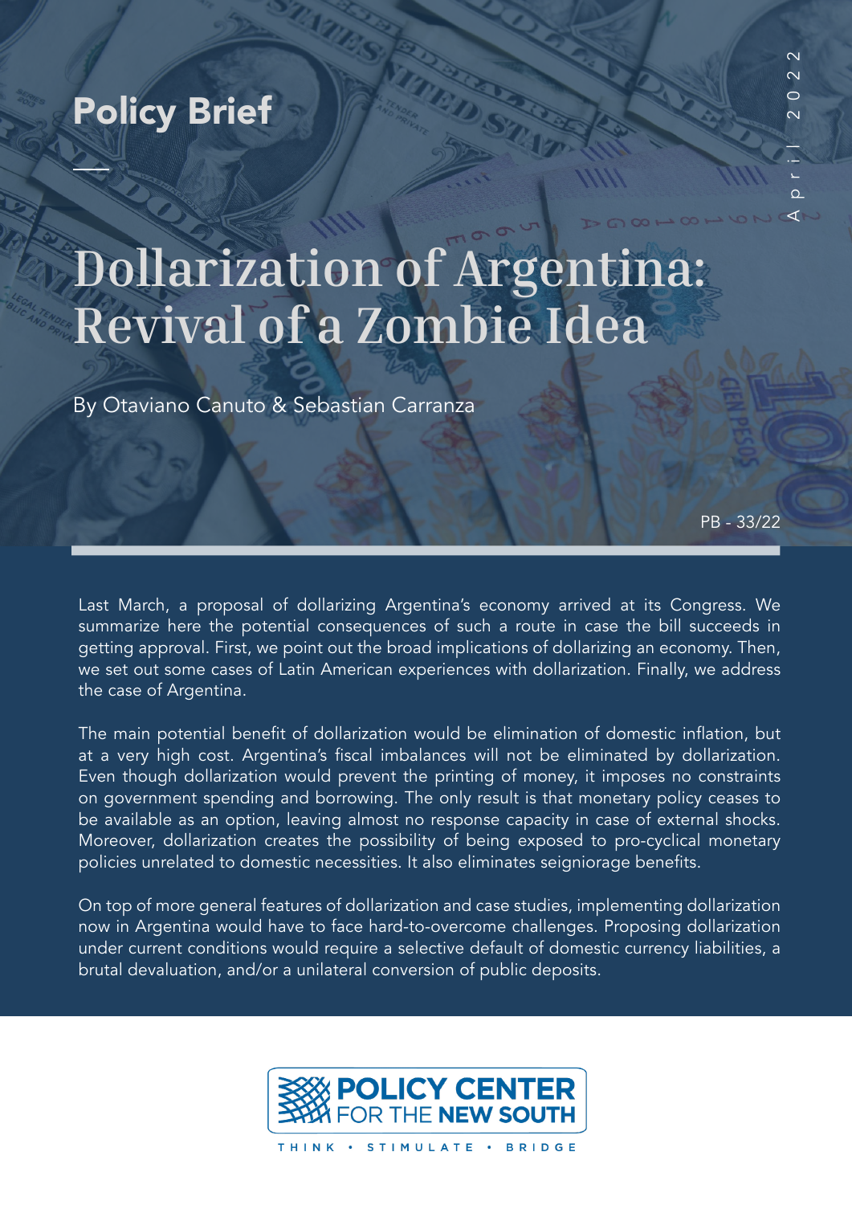Policy Brief

April 2022

# Dollarization of Argentina: Revival of a Zombie Idea

By Otaviano Canuto & Sebastian Carranza

PB - 33/22

Last March, a proposal of dollarizing Argentina's economy arrived at its Congress. We summarize here the potential consequences of such a route in case the bill succeeds in getting approval. First, we point out the broad implications of dollarizing an economy. Then, we set out some cases of Latin American experiences with dollarization. Finally, we address the case of Argentina.

The main potential benefit of dollarization would be elimination of domestic inflation, but at a very high cost. Argentina's fiscal imbalances will not be eliminated by dollarization. Even though dollarization would prevent the printing of money, it imposes no constraints on government spending and borrowing. The only result is that monetary policy ceases to be available as an option, leaving almost no response capacity in case of external shocks. Moreover, dollarization creates the possibility of being exposed to pro-cyclical monetary policies unrelated to domestic necessities. It also eliminates seigniorage benefits.

On top of more general features of dollarization and case studies, implementing dollarization now in Argentina would have to face hard-to-overcome challenges. Proposing dollarization under current conditions would require a selective default of domestic currency liabilities, a brutal devaluation, and/or a unilateral conversion of public deposits.

POLICY CENTER FOR THE NEW SOUTH

THINK • STIMULATE • BRIDGE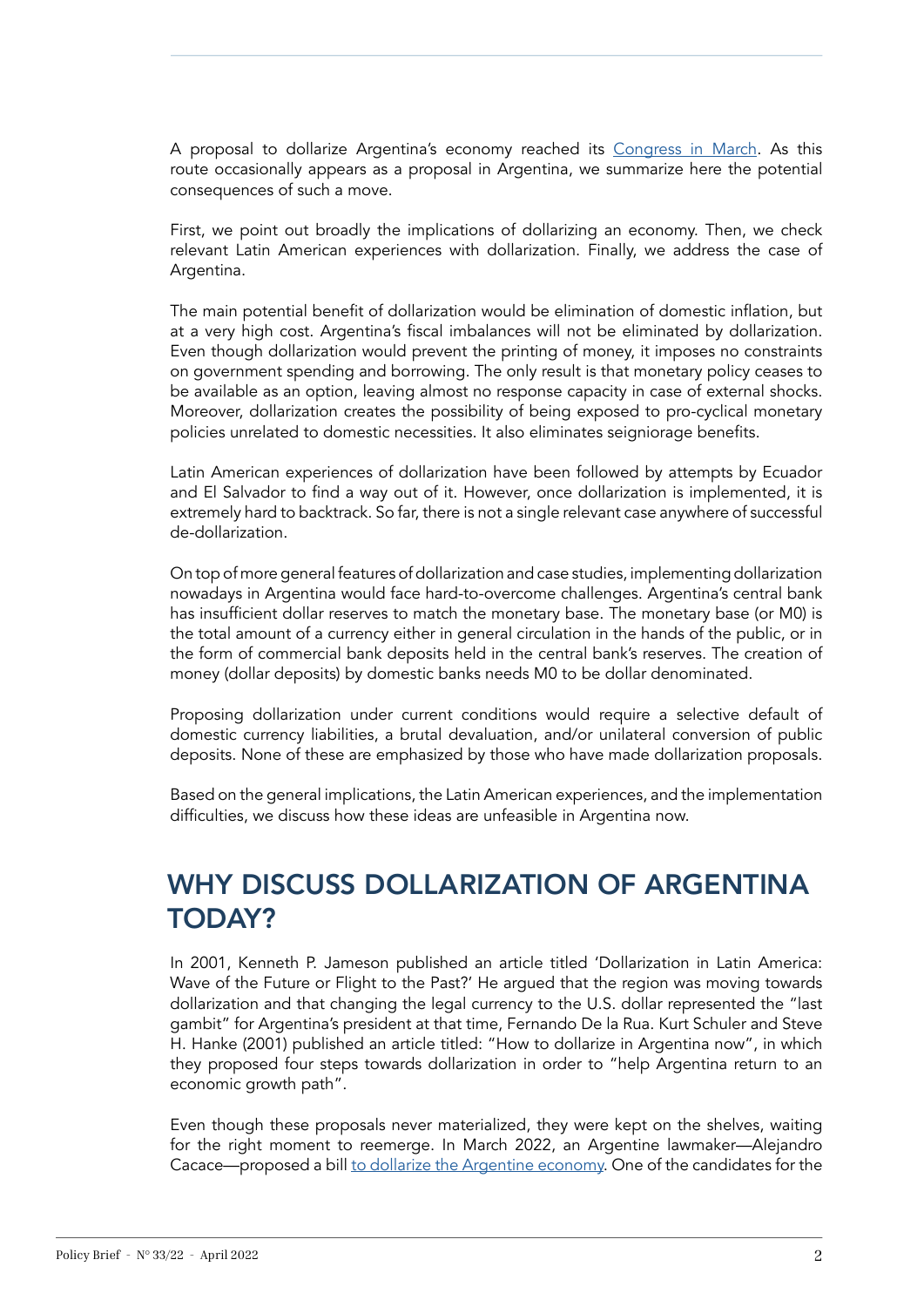A proposal to dollarize Argentina's economy reached its Congress in March. As this route occasionally appears as a proposal in Argentina, we summarize here the potential consequences of such a move.

First, we point out broadly the implications of dollarizing an economy. Then, we check relevant Latin American experiences with dollarization. Finally, we address the case of Argentina.

The main potential benefit of dollarization would be elimination of domestic inflation, but at a very high cost. Argentina's fiscal imbalances will not be eliminated by dollarization. Even though dollarization would prevent the printing of money, it imposes no constraints on government spending and borrowing. The only result is that monetary policy ceases to be available as an option, leaving almost no response capacity in case of external shocks. Moreover, dollarization creates the possibility of being exposed to pro-cyclical monetary policies unrelated to domestic necessities. It also eliminates seigniorage benefits.

Latin American experiences of dollarization have been followed by attempts by Ecuador and El Salvador to find a way out of it. However, once dollarization is implemented, it is extremely hard to backtrack. So far, there is not a single relevant case anywhere of successful de-dollarization.

On top of more general features of dollarization and case studies, implementing dollarization nowadays in Argentina would face hard-to-overcome challenges. Argentina's central bank has insufficient dollar reserves to match the monetary base. The monetary base (or M0) is the total amount of a currency either in general circulation in the hands of the public, or in the form of commercial bank deposits held in the central bank's reserves. The creation of money (dollar deposits) by domestic banks needs M0 to be dollar denominated.

Proposing dollarization under current conditions would require a selective default of domestic currency liabilities, a brutal devaluation, and/or unilateral conversion of public deposits. None of these are emphasized by those who have made dollarization proposals.

Based on the general implications, the Latin American experiences, and the implementation difficulties, we discuss how these ideas are unfeasible in Argentina now.

## WHY DISCUSS DOLLARIZATION OF ARGENTINA TODAY?

In 2001, Kenneth P. Jameson published an article titled 'Dollarization in Latin America: Wave of the Future or Flight to the Past?' He argued that the region was moving towards dollarization and that changing the legal currency to the U.S. dollar represented the "last gambit" for Argentina's president at that time, Fernando De la Rua. Kurt Schuler and Steve H. Hanke (2001) published an article titled: "How to dollarize in Argentina now", in which they proposed four steps towards dollarization in order to "help Argentina return to an economic growth path".

Even though these proposals never materialized, they were kept on the shelves, waiting for the right moment to reemerge. In March 2022, an Argentine lawmaker—Alejandro Cacace—proposed a bill to dollarize the Argentine economy. One of the candidates for the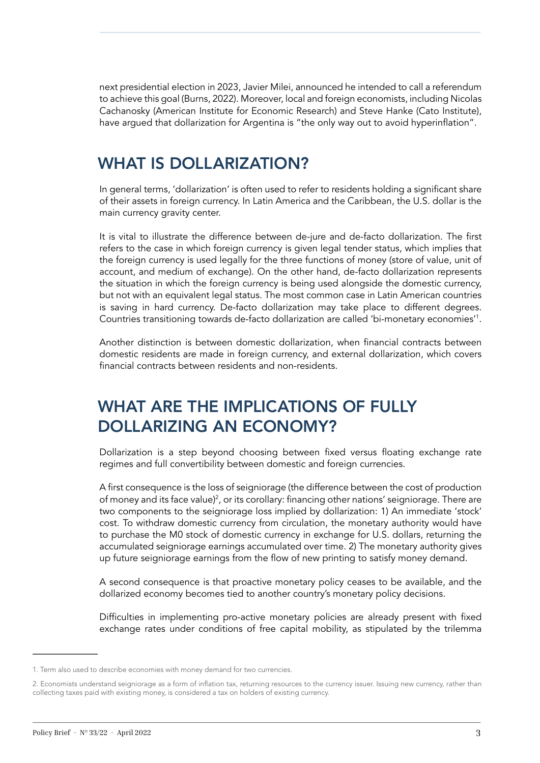next presidential election in 2023, Javier Milei, announced he intended to call a referendum to achieve this goal (Burns, 2022). Moreover, local and foreign economists, including Nicolas Cachanosky (American Institute for Economic Research) and Steve Hanke (Cato Institute), have argued that dollarization for Argentina is "the only way out to avoid hyperinflation".

## WHAT IS DOLLARIZATION?

In general terms, 'dollarization' is often used to refer to residents holding a significant share of their assets in foreign currency. In Latin America and the Caribbean, the U.S. dollar is the main currency gravity center.

It is vital to illustrate the difference between de-jure and de-facto dollarization. The first refers to the case in which foreign currency is given legal tender status, which implies that the foreign currency is used legally for the three functions of money (store of value, unit of account, and medium of exchange). On the other hand, de-facto dollarization represents the situation in which the foreign currency is being used alongside the domestic currency, but not with an equivalent legal status. The most common case in Latin American countries is saving in hard currency. De-facto dollarization may take place to different degrees. Countries transitioning towards de-facto dollarization are called 'bi-monetary economies'[1].

Another distinction is between domestic dollarization, when financial contracts between domestic residents are made in foreign currency, and external dollarization, which covers financial contracts between residents and non-residents.

## WHAT ARE THE IMPLICATIONS OF FULLY DOLLARIZING AN ECONOMY?

Dollarization is a step beyond choosing between fixed versus floating exchange rate regimes and full convertibility between domestic and foreign currencies.

A first consequence is the loss of seigniorage (the difference between the cost of production of money and its face value)[2], or its corollary: financing other nations' seigniorage. There are two components to the seigniorage loss implied by dollarization: 1) An immediate 'stock' cost. To withdraw domestic currency from circulation, the monetary authority would have to purchase the M0 stock of domestic currency in exchange for U.S. dollars, returning the accumulated seigniorage earnings accumulated over time. 2) The monetary authority gives up future seigniorage earnings from the flow of new printing to satisfy money demand.

A second consequence is that proactive monetary policy ceases to be available, and the dollarized economy becomes tied to another country's monetary policy decisions.

Difficulties in implementing pro-active monetary policies are already present with fixed exchange rates under conditions of free capital mobility, as stipulated by the trilemma

---

1. Term also used to describe economies with money demand for two currencies.

2. Economists understand seigniorage as a form of inflation tax, returning resources to the currency issuer. Issuing new currency, rather than collecting taxes paid with existing money, is considered a tax on holders of existing currency.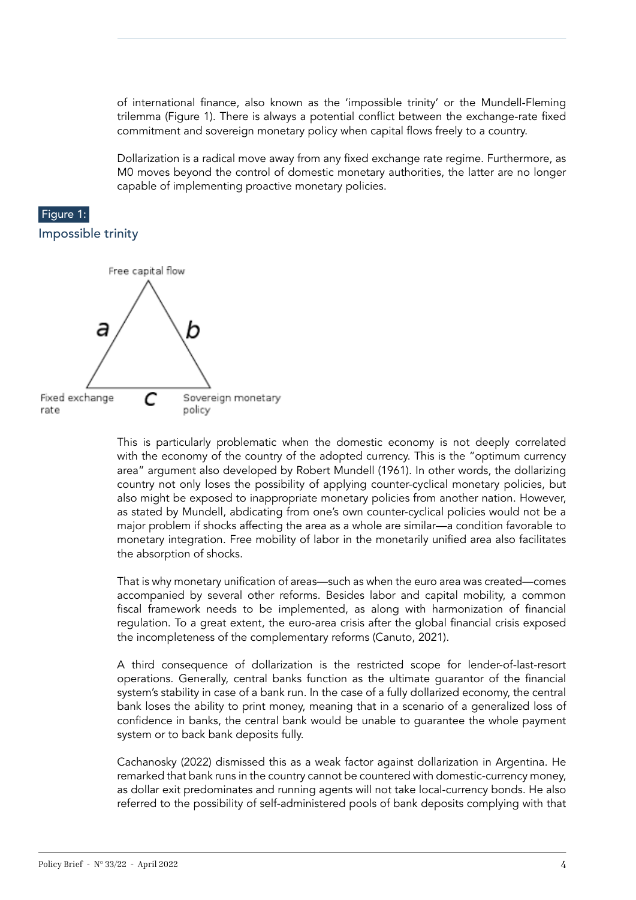of international finance, also known as the 'impossible trinity' or the Mundell-Fleming trilemma (Figure 1). There is always a potential conflict between the exchange-rate fixed commitment and sovereign monetary policy when capital flows freely to a country.

Dollarization is a radical move away from any fixed exchange rate regime. Furthermore, as M0 moves beyond the control of domestic monetary authorities, the latter are no longer capable of implementing proactive monetary policies.

Figure 1:

Impossible trinity

Free capital flow

a b

Fixed exchange rate c Sovereign monetary policy

This is particularly problematic when the domestic economy is not deeply correlated with the economy of the country of the adopted currency. This is the "optimum currency area" argument also developed by Robert Mundell (1961). In other words, the dollarizing country not only loses the possibility of applying counter-cyclical monetary policies, but also might be exposed to inappropriate monetary policies from another nation. However, as stated by Mundell, abdicating from one's own counter-cyclical policies would not be a major problem if shocks affecting the area as a whole are similar—a condition favorable to monetary integration. Free mobility of labor in the monetarily unified area also facilitates the absorption of shocks.

That is why monetary unification of areas—such as when the euro area was created—comes accompanied by several other reforms. Besides labor and capital mobility, a common fiscal framework needs to be implemented, as along with harmonization of financial regulation. To a great extent, the euro-area crisis after the global financial crisis exposed the incompleteness of the complementary reforms (Canuto, 2021).

A third consequence of dollarization is the restricted scope for lender-of-last-resort operations. Generally, central banks function as the ultimate guarantor of the financial system's stability in case of a bank run. In the case of a fully dollarized economy, the central bank loses the ability to print money, meaning that in a scenario of a generalized loss of confidence in banks, the central bank would be unable to guarantee the whole payment system or to back bank deposits fully.

Cachanosky (2022) dismissed this as a weak factor against dollarization in Argentina. He remarked that bank runs in the country cannot be countered with domestic-currency money, as dollar exit predominates and running agents will not take local-currency bonds. He also referred to the possibility of self-administered pools of bank deposits complying with that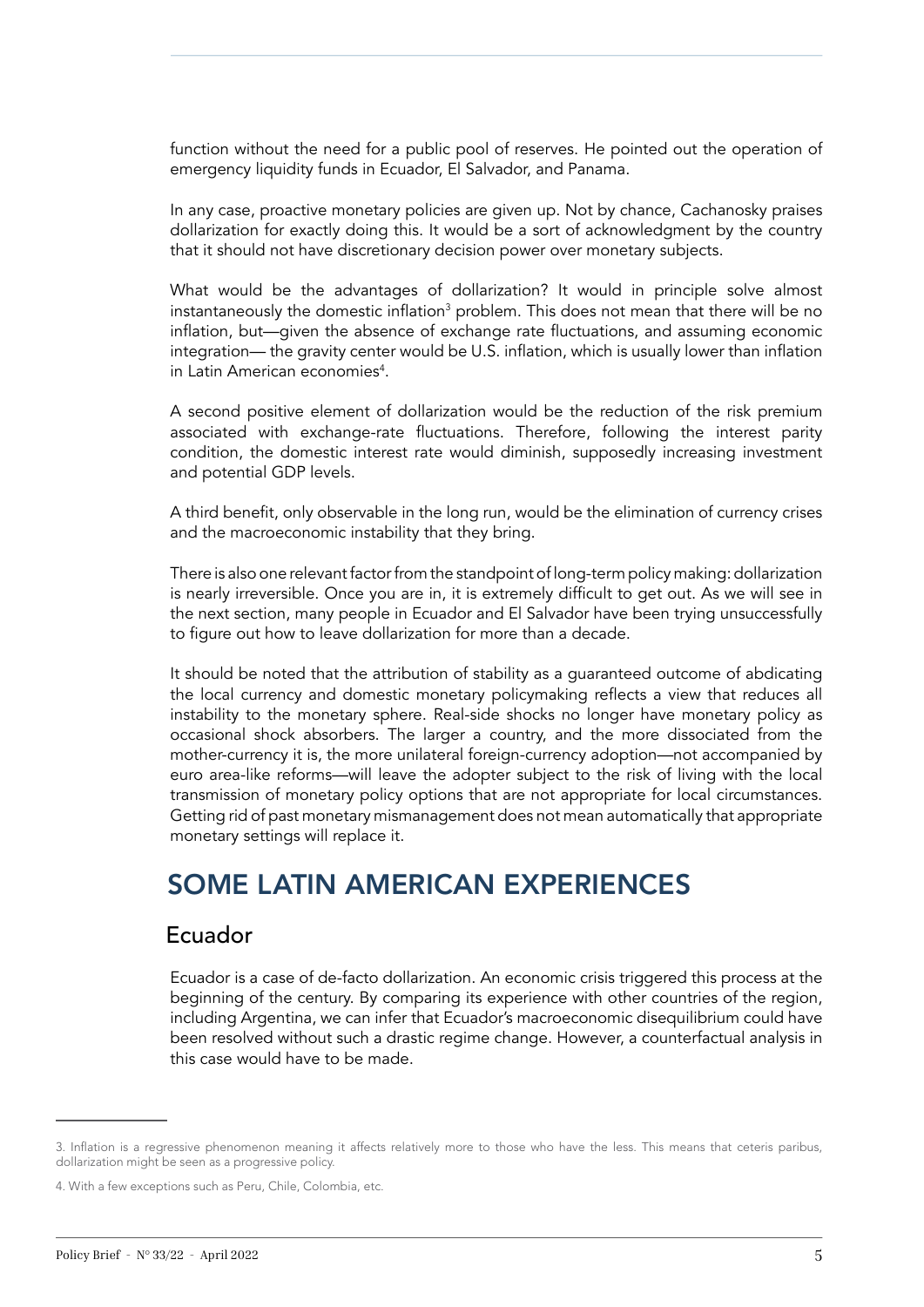function without the need for a public pool of reserves. He pointed out the operation of emergency liquidity funds in Ecuador, El Salvador, and Panama.

In any case, proactive monetary policies are given up. Not by chance, Cachanosky praises dollarization for exactly doing this. It would be a sort of acknowledgment by the country that it should not have discretionary decision power over monetary subjects.

What would be the advantages of dollarization? It would in principle solve almost instantaneously the domestic inflation[3] problem. This does not mean that there will be no inflation, but—given the absence of exchange rate fluctuations, and assuming economic integration— the gravity center would be U.S. inflation, which is usually lower than inflation in Latin American economies[4].

A second positive element of dollarization would be the reduction of the risk premium associated with exchange-rate fluctuations. Therefore, following the interest parity condition, the domestic interest rate would diminish, supposedly increasing investment and potential GDP levels.

A third benefit, only observable in the long run, would be the elimination of currency crises and the macroeconomic instability that they bring.

There is also one relevant factor from the standpoint of long-term policy making: dollarization is nearly irreversible. Once you are in, it is extremely difficult to get out. As we will see in the next section, many people in Ecuador and El Salvador have been trying unsuccessfully to figure out how to leave dollarization for more than a decade.

It should be noted that the attribution of stability as a guaranteed outcome of abdicating the local currency and domestic monetary policymaking reflects a view that reduces all instability to the monetary sphere. Real-side shocks no longer have monetary policy as occasional shock absorbers. The larger a country, and the more dissociated from the mother-currency it is, the more unilateral foreign-currency adoption—not accompanied by euro area-like reforms—will leave the adopter subject to the risk of living with the local transmission of monetary policy options that are not appropriate for local circumstances. Getting rid of past monetary mismanagement does not mean automatically that appropriate monetary settings will replace it.

## SOME LATIN AMERICAN EXPERIENCES

### Ecuador

Ecuador is a case of de-facto dollarization. An economic crisis triggered this process at the beginning of the century. By comparing its experience with other countries of the region, including Argentina, we can infer that Ecuador's macroeconomic disequilibrium could have been resolved without such a drastic regime change. However, a counterfactual analysis in this case would have to be made.

---

3. Inflation is a regressive phenomenon meaning it affects relatively more to those who have the less. This means that ceteris paribus, dollarization might be seen as a progressive policy.

4. With a few exceptions such as Peru, Chile, Colombia, etc.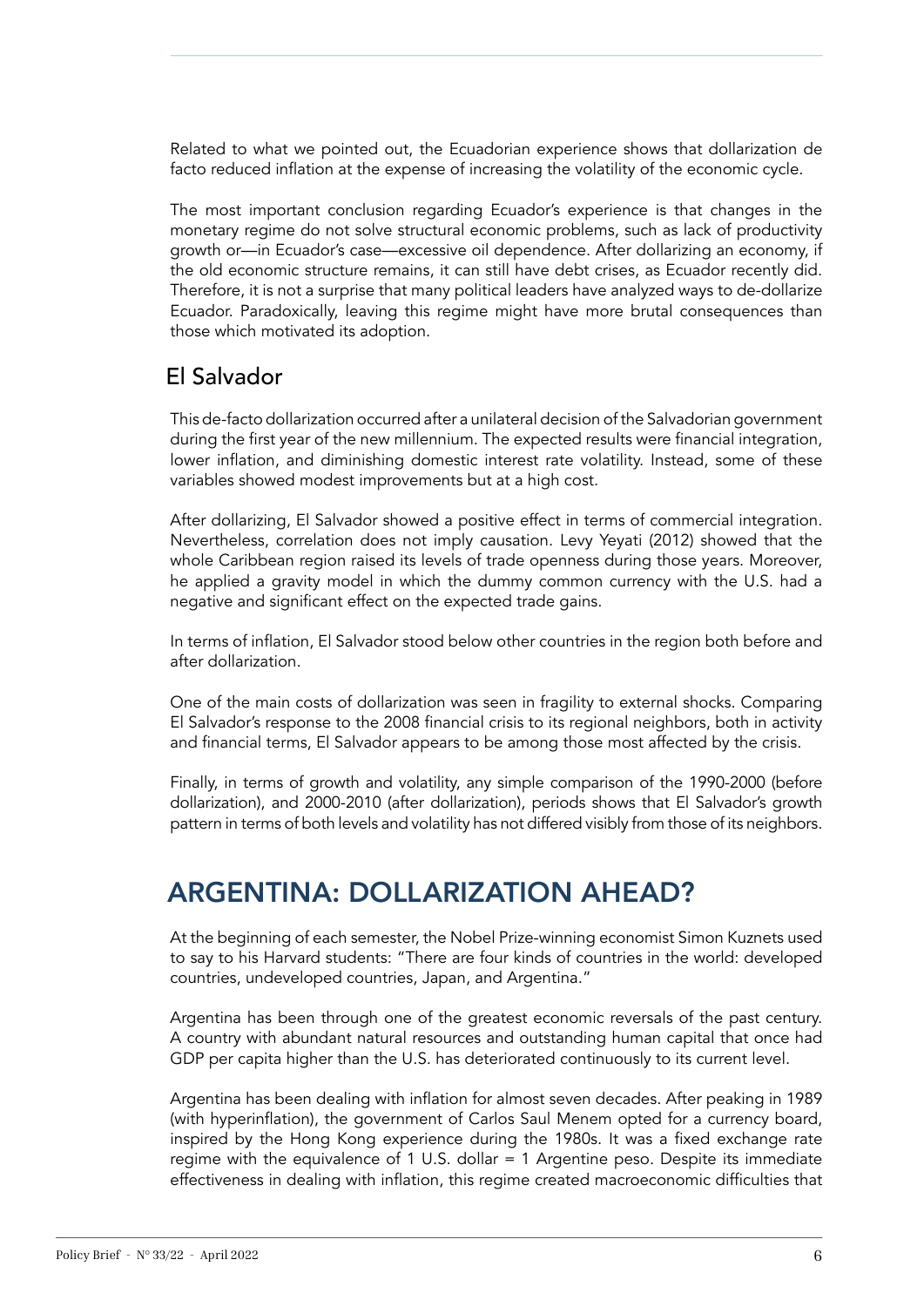Related to what we pointed out, the Ecuadorian experience shows that dollarization de facto reduced inflation at the expense of increasing the volatility of the economic cycle.

The most important conclusion regarding Ecuador's experience is that changes in the monetary regime do not solve structural economic problems, such as lack of productivity growth or—in Ecuador's case—excessive oil dependence. After dollarizing an economy, if the old economic structure remains, it can still have debt crises, as Ecuador recently did. Therefore, it is not a surprise that many political leaders have analyzed ways to de-dollarize Ecuador. Paradoxically, leaving this regime might have more brutal consequences than those which motivated its adoption.

## El Salvador

This de-facto dollarization occurred after a unilateral decision of the Salvadorian government during the first year of the new millennium. The expected results were financial integration, lower inflation, and diminishing domestic interest rate volatility. Instead, some of these variables showed modest improvements but at a high cost.

After dollarizing, El Salvador showed a positive effect in terms of commercial integration. Nevertheless, correlation does not imply causation. Levy Yeyati (2012) showed that the whole Caribbean region raised its levels of trade openness during those years. Moreover, he applied a gravity model in which the dummy common currency with the U.S. had a negative and significant effect on the expected trade gains.

In terms of inflation, El Salvador stood below other countries in the region both before and after dollarization.

One of the main costs of dollarization was seen in fragility to external shocks. Comparing El Salvador's response to the 2008 financial crisis to its regional neighbors, both in activity and financial terms, El Salvador appears to be among those most affected by the crisis.

Finally, in terms of growth and volatility, any simple comparison of the 1990-2000 (before dollarization), and 2000-2010 (after dollarization), periods shows that El Salvador's growth pattern in terms of both levels and volatility has not differed visibly from those of its neighbors.

# ARGENTINA: DOLLARIZATION AHEAD?

At the beginning of each semester, the Nobel Prize-winning economist Simon Kuznets used to say to his Harvard students: "There are four kinds of countries in the world: developed countries, undeveloped countries, Japan, and Argentina."

Argentina has been through one of the greatest economic reversals of the past century. A country with abundant natural resources and outstanding human capital that once had GDP per capita higher than the U.S. has deteriorated continuously to its current level.

Argentina has been dealing with inflation for almost seven decades. After peaking in 1989 (with hyperinflation), the government of Carlos Saul Menem opted for a currency board, inspired by the Hong Kong experience during the 1980s. It was a fixed exchange rate regime with the equivalence of 1 U.S. dollar = 1 Argentine peso. Despite its immediate effectiveness in dealing with inflation, this regime created macroeconomic difficulties that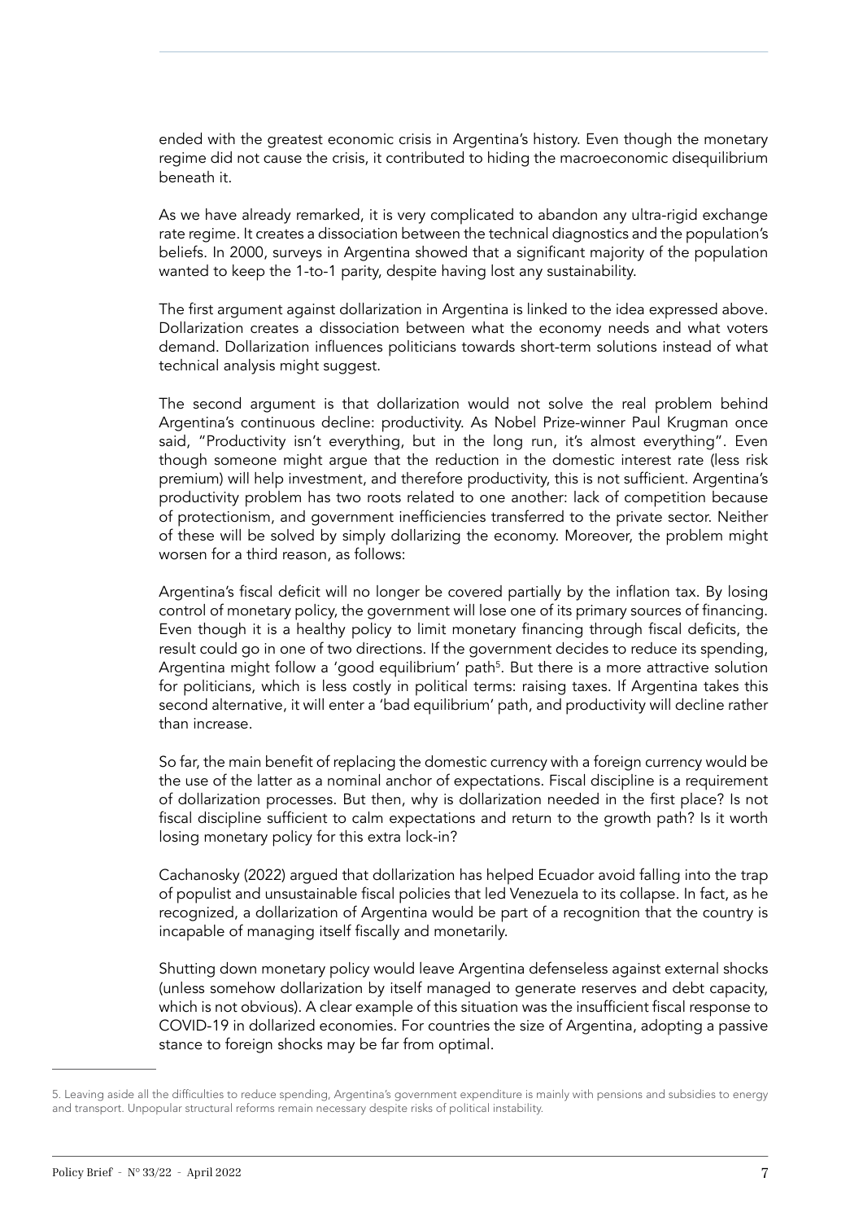ended with the greatest economic crisis in Argentina's history. Even though the monetary regime did not cause the crisis, it contributed to hiding the macroeconomic disequilibrium beneath it.

As we have already remarked, it is very complicated to abandon any ultra-rigid exchange rate regime. It creates a dissociation between the technical diagnostics and the population's beliefs. In 2000, surveys in Argentina showed that a significant majority of the population wanted to keep the 1-to-1 parity, despite having lost any sustainability.

The first argument against dollarization in Argentina is linked to the idea expressed above. Dollarization creates a dissociation between what the economy needs and what voters demand. Dollarization influences politicians towards short-term solutions instead of what technical analysis might suggest.

The second argument is that dollarization would not solve the real problem behind Argentina's continuous decline: productivity. As Nobel Prize-winner Paul Krugman once said, "Productivity isn't everything, but in the long run, it's almost everything". Even though someone might argue that the reduction in the domestic interest rate (less risk premium) will help investment, and therefore productivity, this is not sufficient. Argentina's productivity problem has two roots related to one another: lack of competition because of protectionism, and government inefficiencies transferred to the private sector. Neither of these will be solved by simply dollarizing the economy. Moreover, the problem might worsen for a third reason, as follows:

Argentina's fiscal deficit will no longer be covered partially by the inflation tax. By losing control of monetary policy, the government will lose one of its primary sources of financing. Even though it is a healthy policy to limit monetary financing through fiscal deficits, the result could go in one of two directions. If the government decides to reduce its spending, Argentina might follow a 'good equilibrium' path[5]. But there is a more attractive solution for politicians, which is less costly in political terms: raising taxes. If Argentina takes this second alternative, it will enter a 'bad equilibrium' path, and productivity will decline rather than increase.

So far, the main benefit of replacing the domestic currency with a foreign currency would be the use of the latter as a nominal anchor of expectations. Fiscal discipline is a requirement of dollarization processes. But then, why is dollarization needed in the first place? Is not fiscal discipline sufficient to calm expectations and return to the growth path? Is it worth losing monetary policy for this extra lock-in?

Cachanosky (2022) argued that dollarization has helped Ecuador avoid falling into the trap of populist and unsustainable fiscal policies that led Venezuela to its collapse. In fact, as he recognized, a dollarization of Argentina would be part of a recognition that the country is incapable of managing itself fiscally and monetarily.

Shutting down monetary policy would leave Argentina defenseless against external shocks (unless somehow dollarization by itself managed to generate reserves and debt capacity, which is not obvious). A clear example of this situation was the insufficient fiscal response to COVID-19 in dollarized economies. For countries the size of Argentina, adopting a passive stance to foreign shocks may be far from optimal.

---

5. Leaving aside all the difficulties to reduce spending, Argentina's government expenditure is mainly with pensions and subsidies to energy and transport. Unpopular structural reforms remain necessary despite risks of political instability.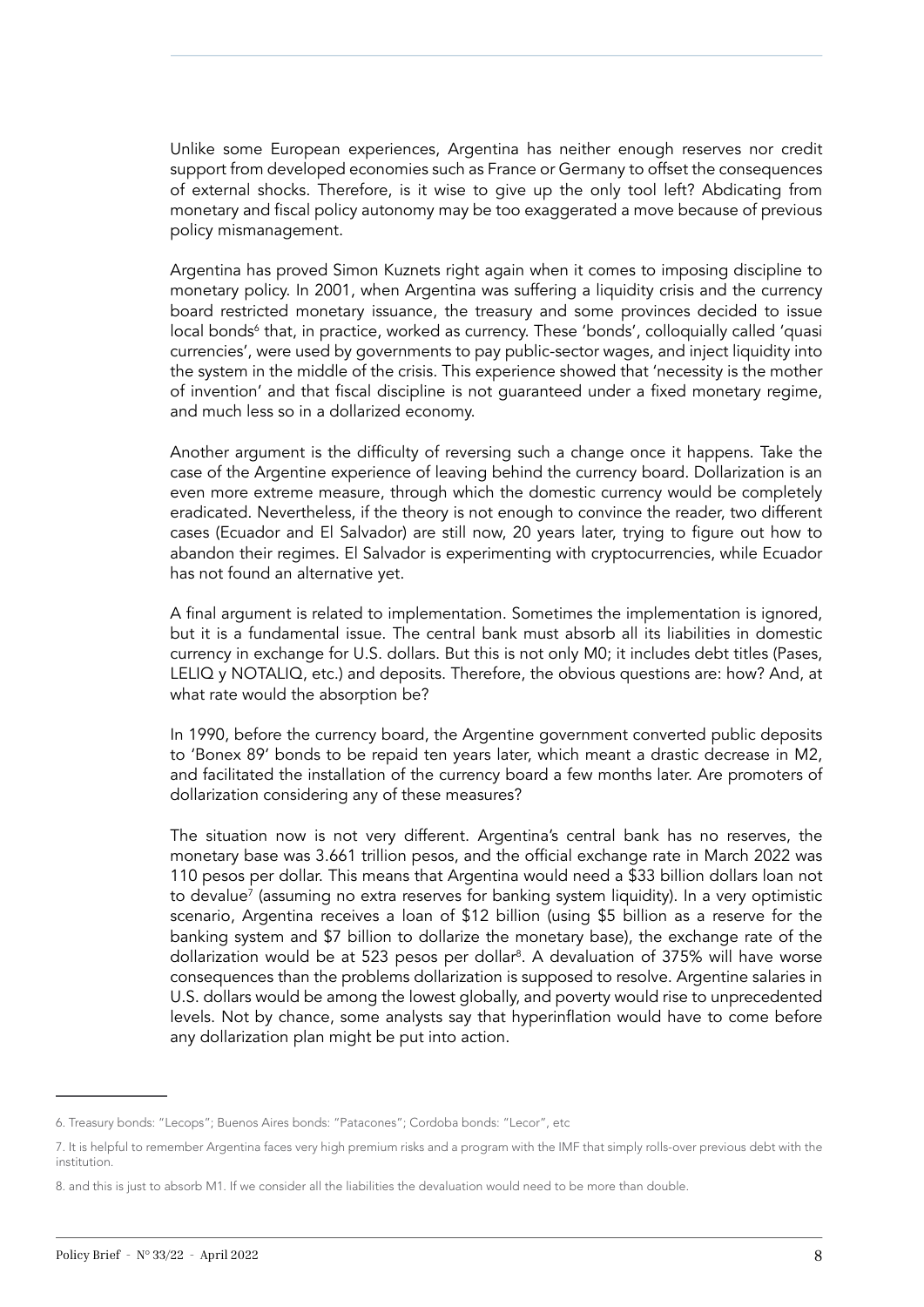Unlike some European experiences, Argentina has neither enough reserves nor credit support from developed economies such as France or Germany to offset the consequences of external shocks. Therefore, is it wise to give up the only tool left? Abdicating from monetary and fiscal policy autonomy may be too exaggerated a move because of previous policy mismanagement.

Argentina has proved Simon Kuznets right again when it comes to imposing discipline to monetary policy. In 2001, when Argentina was suffering a liquidity crisis and the currency board restricted monetary issuance, the treasury and some provinces decided to issue local bonds[6] that, in practice, worked as currency. These 'bonds', colloquially called 'quasi currencies', were used by governments to pay public-sector wages, and inject liquidity into the system in the middle of the crisis. This experience showed that 'necessity is the mother of invention' and that fiscal discipline is not guaranteed under a fixed monetary regime, and much less so in a dollarized economy.

Another argument is the difficulty of reversing such a change once it happens. Take the case of the Argentine experience of leaving behind the currency board. Dollarization is an even more extreme measure, through which the domestic currency would be completely eradicated. Nevertheless, if the theory is not enough to convince the reader, two different cases (Ecuador and El Salvador) are still now, 20 years later, trying to figure out how to abandon their regimes. El Salvador is experimenting with cryptocurrencies, while Ecuador has not found an alternative yet.

A final argument is related to implementation. Sometimes the implementation is ignored, but it is a fundamental issue. The central bank must absorb all its liabilities in domestic currency in exchange for U.S. dollars. But this is not only M0; it includes debt titles (Pases, LELIQ y NOTALIQ, etc.) and deposits. Therefore, the obvious questions are: how? And, at what rate would the absorption be?

In 1990, before the currency board, the Argentine government converted public deposits to 'Bonex 89' bonds to be repaid ten years later, which meant a drastic decrease in M2, and facilitated the installation of the currency board a few months later. Are promoters of dollarization considering any of these measures?

The situation now is not very different. Argentina's central bank has no reserves, the monetary base was 3.661 trillion pesos, and the official exchange rate in March 2022 was 110 pesos per dollar. This means that Argentina would need a $33 billion dollars loan not to devalue[7] (assuming no extra reserves for banking system liquidity). In a very optimistic scenario, Argentina receives a loan of $12 billion (using $5 billion as a reserve for the banking system and $7 billion to dollarize the monetary base), the exchange rate of the dollarization would be at 523 pesos per dollar[8]. A devaluation of 375% will have worse consequences than the problems dollarization is supposed to resolve. Argentine salaries in U.S. dollars would be among the lowest globally, and poverty would rise to unprecedented levels. Not by chance, some analysts say that hyperinflation would have to come before any dollarization plan might be put into action.

---

6. Treasury bonds: "Lecops"; Buenos Aires bonds: "Patacones"; Cordoba bonds: "Lecor", etc

7. It is helpful to remember Argentina faces very high premium risks and a program with the IMF that simply rolls-over previous debt with the institution.

8. and this is just to absorb M1. If we consider all the liabilities the devaluation would need to be more than double.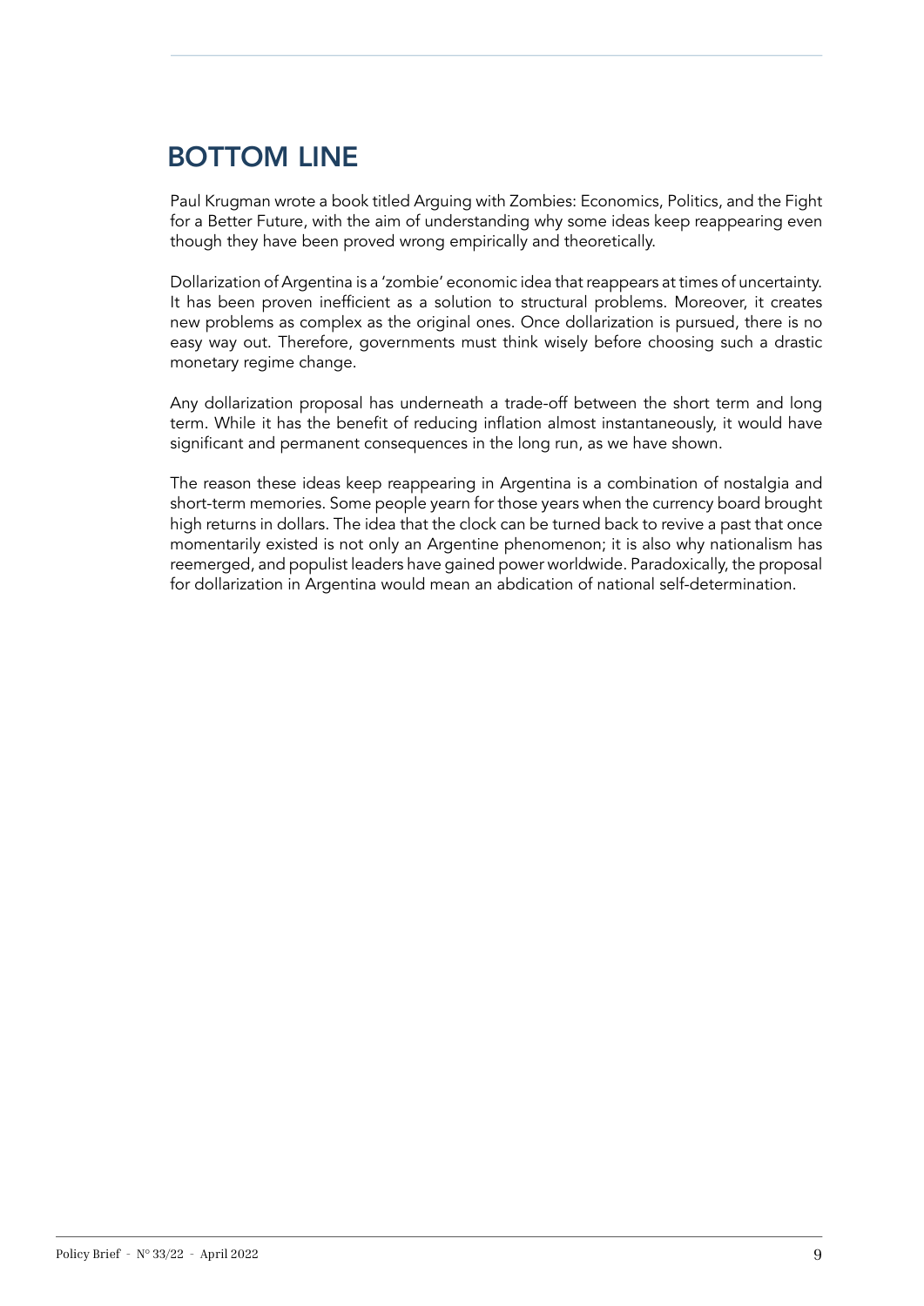## BOTTOM LINE

Paul Krugman wrote a book titled Arguing with Zombies: Economics, Politics, and the Fight for a Better Future, with the aim of understanding why some ideas keep reappearing even though they have been proved wrong empirically and theoretically.

Dollarization of Argentina is a 'zombie' economic idea that reappears at times of uncertainty. It has been proven inefficient as a solution to structural problems. Moreover, it creates new problems as complex as the original ones. Once dollarization is pursued, there is no easy way out. Therefore, governments must think wisely before choosing such a drastic monetary regime change.

Any dollarization proposal has underneath a trade-off between the short term and long term. While it has the benefit of reducing inflation almost instantaneously, it would have significant and permanent consequences in the long run, as we have shown.

The reason these ideas keep reappearing in Argentina is a combination of nostalgia and short-term memories. Some people yearn for those years when the currency board brought high returns in dollars. The idea that the clock can be turned back to revive a past that once momentarily existed is not only an Argentine phenomenon; it is also why nationalism has reemerged, and populist leaders have gained power worldwide. Paradoxically, the proposal for dollarization in Argentina would mean an abdication of national self-determination.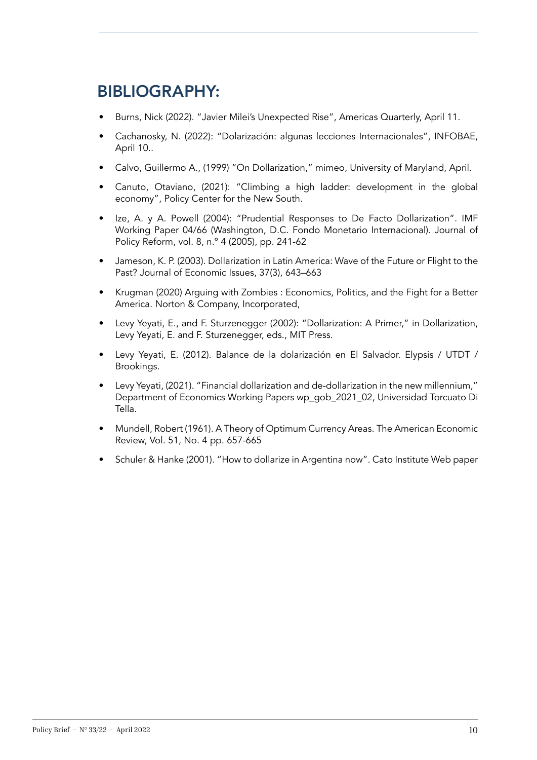## BIBLIOGRAPHY:

- Burns, Nick (2022). "Javier Milei's Unexpected Rise", Americas Quarterly, April 11.
- Cachanosky, N. (2022): "Dolarización: algunas lecciones Internacionales", INFOBAE, April 10..
- Calvo, Guillermo A., (1999) "On Dollarization," mimeo, University of Maryland, April.
- Canuto, Otaviano, (2021): "Climbing a high ladder: development in the global economy", Policy Center for the New South.
- Ize, A. y A. Powell (2004): "Prudential Responses to De Facto Dollarization". IMF Working Paper 04/66 (Washington, D.C. Fondo Monetario Internacional). Journal of Policy Reform, vol. 8, n.º 4 (2005), pp. 241-62
- Jameson, K. P. (2003). Dollarization in Latin America: Wave of the Future or Flight to the Past? Journal of Economic Issues, 37(3), 643–663
- Krugman (2020) Arguing with Zombies : Economics, Politics, and the Fight for a Better America. Norton & Company, Incorporated,
- Levy Yeyati, E., and F. Sturzenegger (2002): "Dollarization: A Primer," in Dollarization, Levy Yeyati, E. and F. Sturzenegger, eds., MIT Press.
- Levy Yeyati, E. (2012). Balance de la dolarización en El Salvador. Elypsis / UTDT / Brookings.
- Levy Yeyati, (2021). "Financial dollarization and de-dollarization in the new millennium," Department of Economics Working Papers wp_gob_2021_02, Universidad Torcuato Di Tella.
- Mundell, Robert (1961). A Theory of Optimum Currency Areas. The American Economic Review, Vol. 51, No. 4 pp. 657-665
- Schuler & Hanke (2001). "How to dollarize in Argentina now". Cato Institute Web paper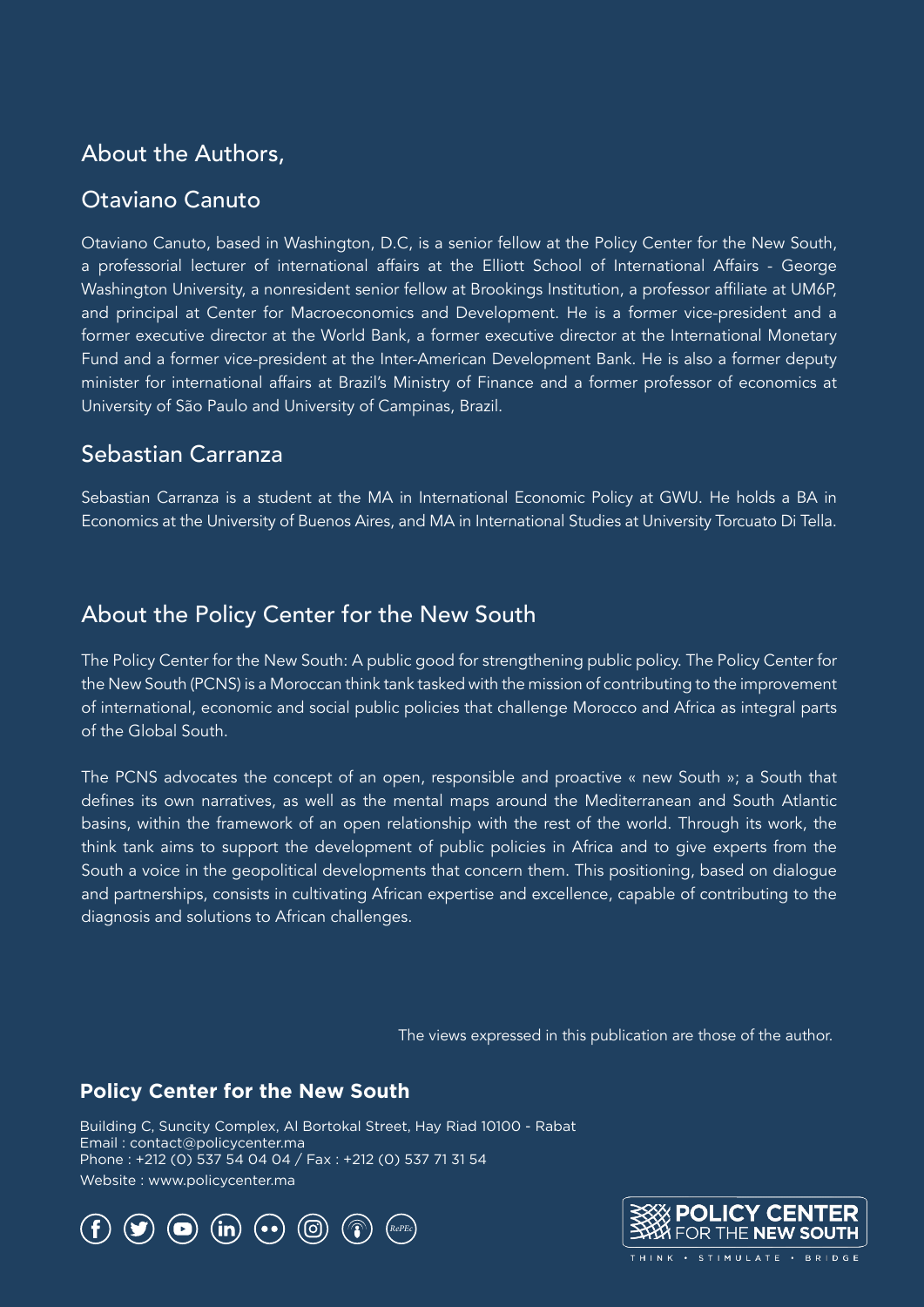## About the Authors,

### Otaviano Canuto

Otaviano Canuto, based in Washington, D.C, is a senior fellow at the Policy Center for the New South, a professorial lecturer of international affairs at the Elliott School of International Affairs - George Washington University, a nonresident senior fellow at Brookings Institution, a professor affiliate at UM6P, and principal at Center for Macroeconomics and Development. He is a former vice-president and a former executive director at the World Bank, a former executive director at the International Monetary Fund and a former vice-president at the Inter-American Development Bank. He is also a former deputy minister for international affairs at Brazil's Ministry of Finance and a former professor of economics at University of São Paulo and University of Campinas, Brazil.

### Sebastian Carranza

Sebastian Carranza is a student at the MA in International Economic Policy at GWU. He holds a BA in Economics at the University of Buenos Aires, and MA in International Studies at University Torcuato Di Tella.

## About the Policy Center for the New South

The Policy Center for the New South: A public good for strengthening public policy. The Policy Center for the New South (PCNS) is a Moroccan think tank tasked with the mission of contributing to the improvement of international, economic and social public policies that challenge Morocco and Africa as integral parts of the Global South.

The PCNS advocates the concept of an open, responsible and proactive « new South »; a South that defines its own narratives, as well as the mental maps around the Mediterranean and South Atlantic basins, within the framework of an open relationship with the rest of the world. Through its work, the think tank aims to support the development of public policies in Africa and to give experts from the South a voice in the geopolitical developments that concern them. This positioning, based on dialogue and partnerships, consists in cultivating African expertise and excellence, capable of contributing to the diagnosis and solutions to African challenges.

The views expressed in this publication are those of the author.

**Policy Center for the New South**

Building C, Suncity Complex, Al Bortokal Street, Hay Riad 10100 - Rabat
Email : contact@policycenter.ma
Phone : +212 (0) 537 54 04 04 / Fax : +212 (0) 537 71 31 54
Website : www.policycenter.ma

POLICY CENTER FOR THE NEW SOUTH
THINK • STIMULATE • BRIDGE